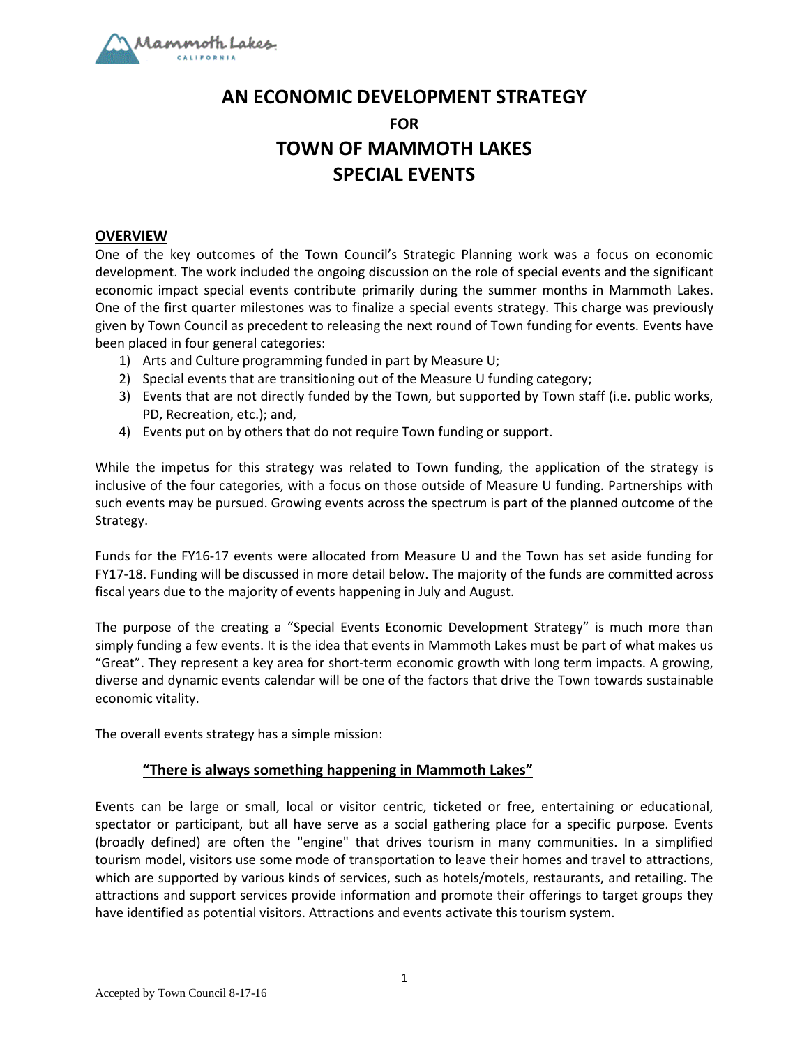# AN ECONOMIC DEVELOPMENT STRATEGY

**FOR**

# TOWN OF MAMMOTH LAKES SPECIAL EVENTS

## OVERVIEW

One of the key outcomes of the Town Council's Strategic Planning work was a focus on economic development. The work included the ongoing discussion on the role of special events and the significant economic impact special events contribute primarily during the summer months in Mammoth Lakes. One of the first quarter milestones was to finalize a special events strategy. This charge was previously given by Town Council as precedent to releasing the next round of Town funding for events. Events have been placed in four general categories:

1) Arts and Culture programming funded in part by Measure U;
2) Special events that are transitioning out of the Measure U funding category;
3) Events that are not directly funded by the Town, but supported by Town staff (i.e. public works, PD, Recreation, etc.); and,
4) Events put on by others that do not require Town funding or support.

While the impetus for this strategy was related to Town funding, the application of the strategy is inclusive of the four categories, with a focus on those outside of Measure U funding. Partnerships with such events may be pursued. Growing events across the spectrum is part of the planned outcome of the Strategy.

Funds for the FY16-17 events were allocated from Measure U and the Town has set aside funding for FY17-18. Funding will be discussed in more detail below. The majority of the funds are committed across fiscal years due to the majority of events happening in July and August.

The purpose of the creating a "Special Events Economic Development Strategy" is much more than simply funding a few events. It is the idea that events in Mammoth Lakes must be part of what makes us "Great". They represent a key area for short-term economic growth with long term impacts. A growing, diverse and dynamic events calendar will be one of the factors that drive the Town towards sustainable economic vitality.

The overall events strategy has a simple mission:

**"There is always something happening in Mammoth Lakes"**

Events can be large or small, local or visitor centric, ticketed or free, entertaining or educational, spectator or participant, but all have serve as a social gathering place for a specific purpose. Events (broadly defined) are often the "engine" that drives tourism in many communities. In a simplified tourism model, visitors use some mode of transportation to leave their homes and travel to attractions, which are supported by various kinds of services, such as hotels/motels, restaurants, and retailing. The attractions and support services provide information and promote their offerings to target groups they have identified as potential visitors. Attractions and events activate this tourism system.

Accepted by Town Council 8-17-16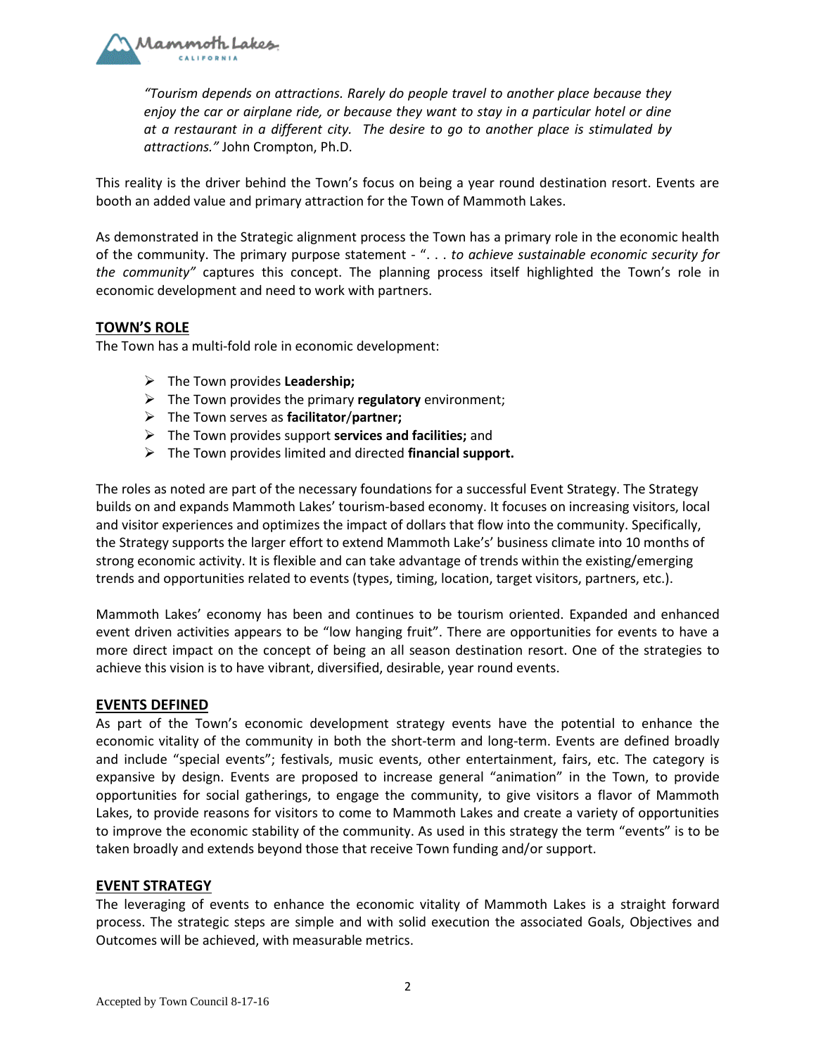*"Tourism depends on attractions. Rarely do people travel to another place because they enjoy the car or airplane ride, or because they want to stay in a particular hotel or dine at a restaurant in a different city. The desire to go to another place is stimulated by attractions."* John Crompton, Ph.D.

This reality is the driver behind the Town's focus on being a year round destination resort. Events are booth an added value and primary attraction for the Town of Mammoth Lakes.

As demonstrated in the Strategic alignment process the Town has a primary role in the economic health of the community. The primary purpose statement - ". . . *to achieve sustainable economic security for the community"* captures this concept. The planning process itself highlighted the Town's role in economic development and need to work with partners.

## TOWN'S ROLE

The Town has a multi-fold role in economic development:

- The Town provides **Leadership;**
- The Town provides the primary **regulatory** environment;
- The Town serves as **facilitator**/**partner;**
- The Town provides support **services and facilities;** and
- The Town provides limited and directed **financial support.**

The roles as noted are part of the necessary foundations for a successful Event Strategy. The Strategy builds on and expands Mammoth Lakes' tourism-based economy. It focuses on increasing visitors, local and visitor experiences and optimizes the impact of dollars that flow into the community. Specifically, the Strategy supports the larger effort to extend Mammoth Lake's' business climate into 10 months of strong economic activity. It is flexible and can take advantage of trends within the existing/emerging trends and opportunities related to events (types, timing, location, target visitors, partners, etc.).

Mammoth Lakes' economy has been and continues to be tourism oriented. Expanded and enhanced event driven activities appears to be "low hanging fruit". There are opportunities for events to have a more direct impact on the concept of being an all season destination resort. One of the strategies to achieve this vision is to have vibrant, diversified, desirable, year round events.

## EVENTS DEFINED

As part of the Town's economic development strategy events have the potential to enhance the economic vitality of the community in both the short-term and long-term. Events are defined broadly and include "special events"; festivals, music events, other entertainment, fairs, etc. The category is expansive by design. Events are proposed to increase general "animation" in the Town, to provide opportunities for social gatherings, to engage the community, to give visitors a flavor of Mammoth Lakes, to provide reasons for visitors to come to Mammoth Lakes and create a variety of opportunities to improve the economic stability of the community. As used in this strategy the term "events" is to be taken broadly and extends beyond those that receive Town funding and/or support.

## EVENT STRATEGY

The leveraging of events to enhance the economic vitality of Mammoth Lakes is a straight forward process. The strategic steps are simple and with solid execution the associated Goals, Objectives and Outcomes will be achieved, with measurable metrics.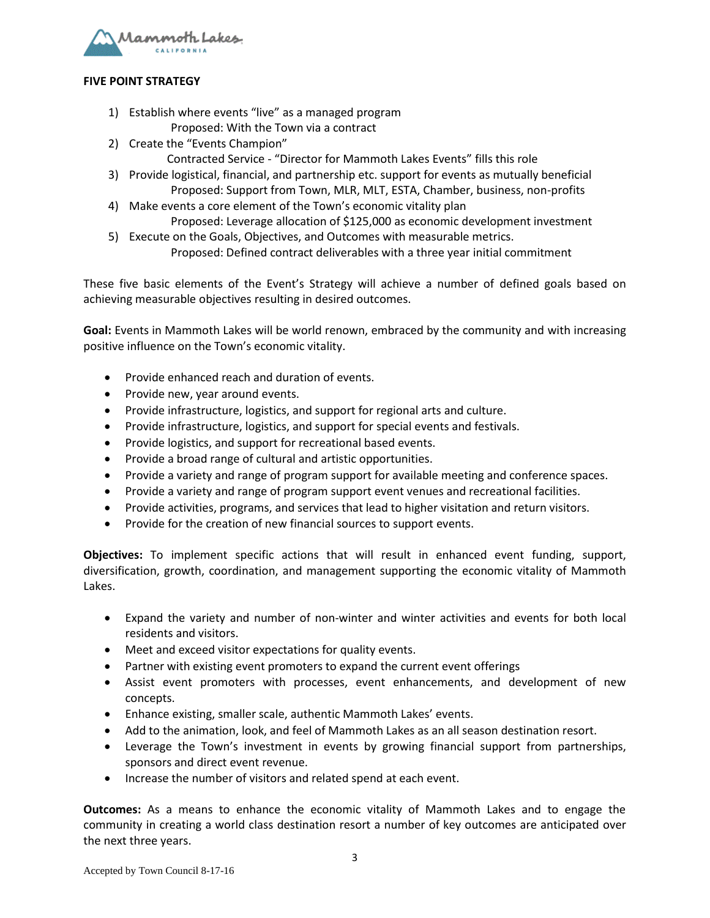**FIVE POINT STRATEGY**

1) Establish where events "live" as a managed program
   Proposed: With the Town via a contract
2) Create the "Events Champion"
   Contracted Service - "Director for Mammoth Lakes Events" fills this role
3) Provide logistical, financial, and partnership etc. support for events as mutually beneficial
   Proposed: Support from Town, MLR, MLT, ESTA, Chamber, business, non-profits
4) Make events a core element of the Town's economic vitality plan
   Proposed: Leverage allocation of $125,000 as economic development investment
5) Execute on the Goals, Objectives, and Outcomes with measurable metrics.
   Proposed: Defined contract deliverables with a three year initial commitment

These five basic elements of the Event's Strategy will achieve a number of defined goals based on achieving measurable objectives resulting in desired outcomes.

**Goal:** Events in Mammoth Lakes will be world renown, embraced by the community and with increasing positive influence on the Town's economic vitality.

- Provide enhanced reach and duration of events.
- Provide new, year around events.
- Provide infrastructure, logistics, and support for regional arts and culture.
- Provide infrastructure, logistics, and support for special events and festivals.
- Provide logistics, and support for recreational based events.
- Provide a broad range of cultural and artistic opportunities.
- Provide a variety and range of program support for available meeting and conference spaces.
- Provide a variety and range of program support event venues and recreational facilities.
- Provide activities, programs, and services that lead to higher visitation and return visitors.
- Provide for the creation of new financial sources to support events.

**Objectives:** To implement specific actions that will result in enhanced event funding, support, diversification, growth, coordination, and management supporting the economic vitality of Mammoth Lakes.

- Expand the variety and number of non-winter and winter activities and events for both local residents and visitors.
- Meet and exceed visitor expectations for quality events.
- Partner with existing event promoters to expand the current event offerings
- Assist event promoters with processes, event enhancements, and development of new concepts.
- Enhance existing, smaller scale, authentic Mammoth Lakes' events.
- Add to the animation, look, and feel of Mammoth Lakes as an all season destination resort.
- Leverage the Town's investment in events by growing financial support from partnerships, sponsors and direct event revenue.
- Increase the number of visitors and related spend at each event.

**Outcomes:** As a means to enhance the economic vitality of Mammoth Lakes and to engage the community in creating a world class destination resort a number of key outcomes are anticipated over the next three years.

Accepted by Town Council 8-17-16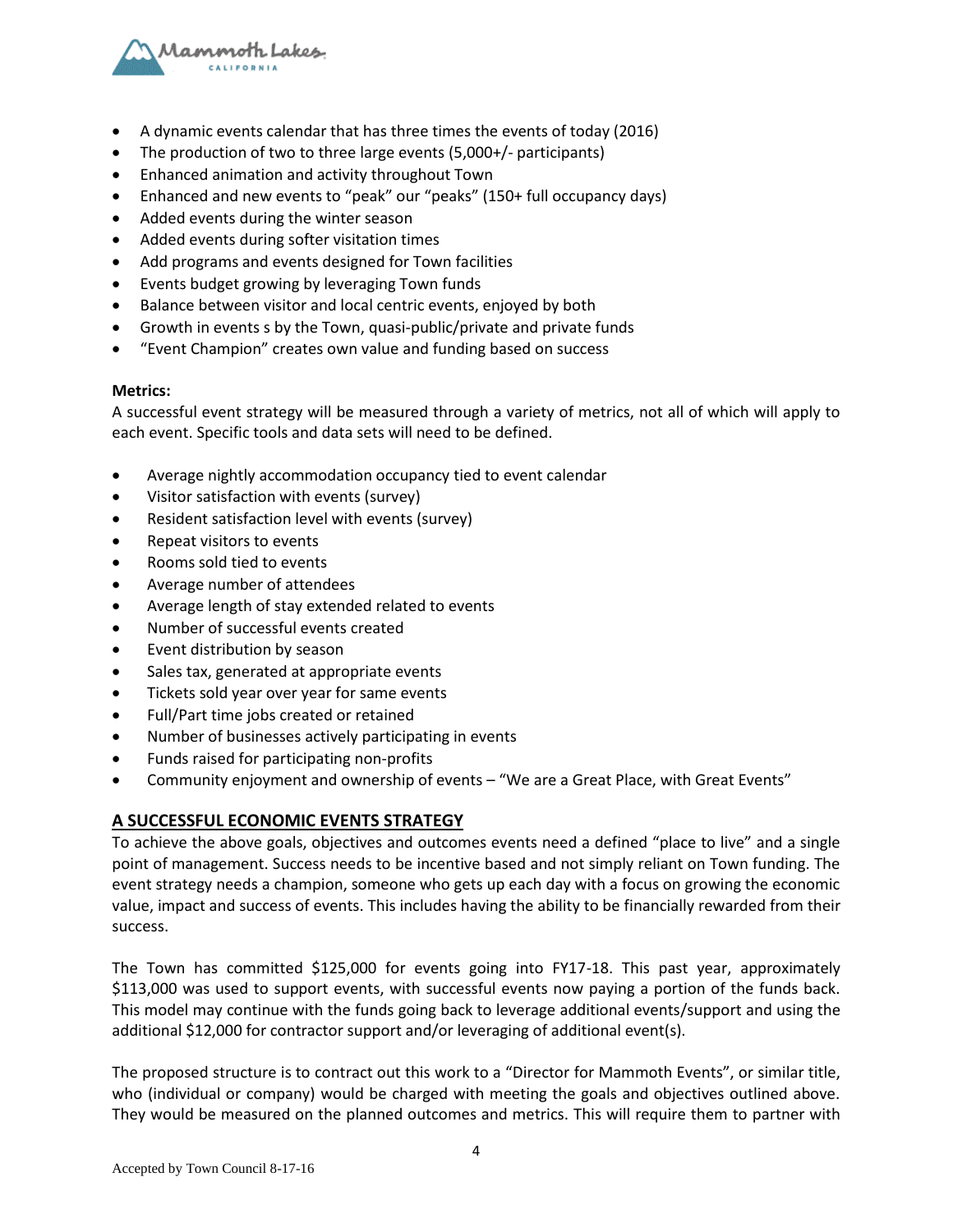- A dynamic events calendar that has three times the events of today (2016)
- The production of two to three large events (5,000+/- participants)
- Enhanced animation and activity throughout Town
- Enhanced and new events to "peak" our "peaks" (150+ full occupancy days)
- Added events during the winter season
- Added events during softer visitation times
- Add programs and events designed for Town facilities
- Events budget growing by leveraging Town funds
- Balance between visitor and local centric events, enjoyed by both
- Growth in events s by the Town, quasi-public/private and private funds
- "Event Champion" creates own value and funding based on success

**Metrics:**
A successful event strategy will be measured through a variety of metrics, not all of which will apply to each event. Specific tools and data sets will need to be defined.

- Average nightly accommodation occupancy tied to event calendar
- Visitor satisfaction with events (survey)
- Resident satisfaction level with events (survey)
- Repeat visitors to events
- Rooms sold tied to events
- Average number of attendees
- Average length of stay extended related to events
- Number of successful events created
- Event distribution by season
- Sales tax, generated at appropriate events
- Tickets sold year over year for same events
- Full/Part time jobs created or retained
- Number of businesses actively participating in events
- Funds raised for participating non-profits
- Community enjoyment and ownership of events – "We are a Great Place, with Great Events"

## A SUCCESSFUL ECONOMIC EVENTS STRATEGY

To achieve the above goals, objectives and outcomes events need a defined "place to live" and a single point of management. Success needs to be incentive based and not simply reliant on Town funding. The event strategy needs a champion, someone who gets up each day with a focus on growing the economic value, impact and success of events. This includes having the ability to be financially rewarded from their success.

The Town has committed $125,000 for events going into FY17-18. This past year, approximately $113,000 was used to support events, with successful events now paying a portion of the funds back. This model may continue with the funds going back to leverage additional events/support and using the additional $12,000 for contractor support and/or leveraging of additional event(s).

The proposed structure is to contract out this work to a "Director for Mammoth Events", or similar title, who (individual or company) would be charged with meeting the goals and objectives outlined above. They would be measured on the planned outcomes and metrics. This will require them to partner with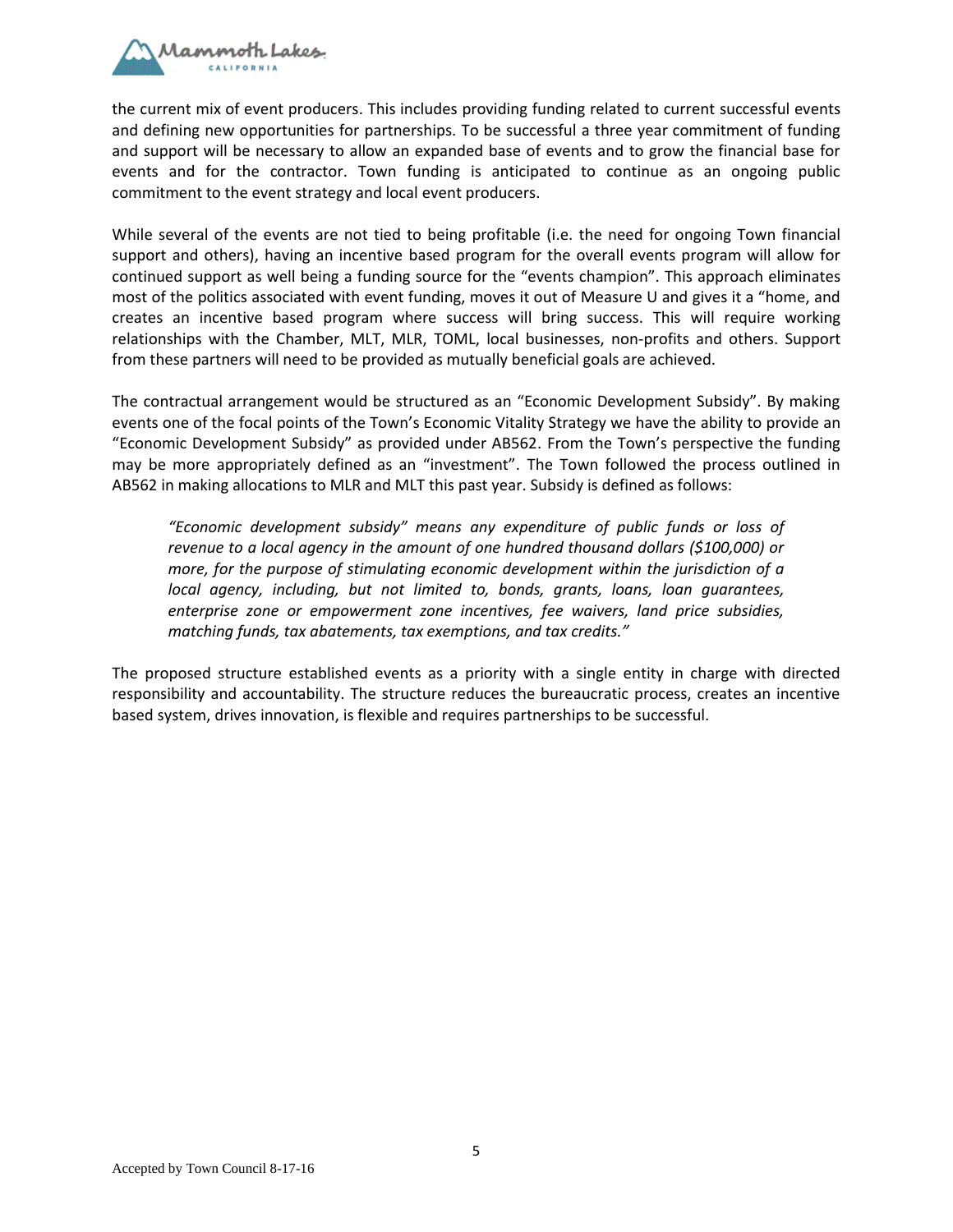the current mix of event producers. This includes providing funding related to current successful events and defining new opportunities for partnerships. To be successful a three year commitment of funding and support will be necessary to allow an expanded base of events and to grow the financial base for events and for the contractor. Town funding is anticipated to continue as an ongoing public commitment to the event strategy and local event producers.

While several of the events are not tied to being profitable (i.e. the need for ongoing Town financial support and others), having an incentive based program for the overall events program will allow for continued support as well being a funding source for the "events champion". This approach eliminates most of the politics associated with event funding, moves it out of Measure U and gives it a "home, and creates an incentive based program where success will bring success. This will require working relationships with the Chamber, MLT, MLR, TOML, local businesses, non-profits and others. Support from these partners will need to be provided as mutually beneficial goals are achieved.

The contractual arrangement would be structured as an "Economic Development Subsidy". By making events one of the focal points of the Town's Economic Vitality Strategy we have the ability to provide an "Economic Development Subsidy" as provided under AB562. From the Town's perspective the funding may be more appropriately defined as an "investment". The Town followed the process outlined in AB562 in making allocations to MLR and MLT this past year. Subsidy is defined as follows:

> *"Economic development subsidy" means any expenditure of public funds or loss of revenue to a local agency in the amount of one hundred thousand dollars ($100,000) or more, for the purpose of stimulating economic development within the jurisdiction of a local agency, including, but not limited to, bonds, grants, loans, loan guarantees, enterprise zone or empowerment zone incentives, fee waivers, land price subsidies, matching funds, tax abatements, tax exemptions, and tax credits."*

The proposed structure established events as a priority with a single entity in charge with directed responsibility and accountability. The structure reduces the bureaucratic process, creates an incentive based system, drives innovation, is flexible and requires partnerships to be successful.

Accepted by Town Council 8-17-16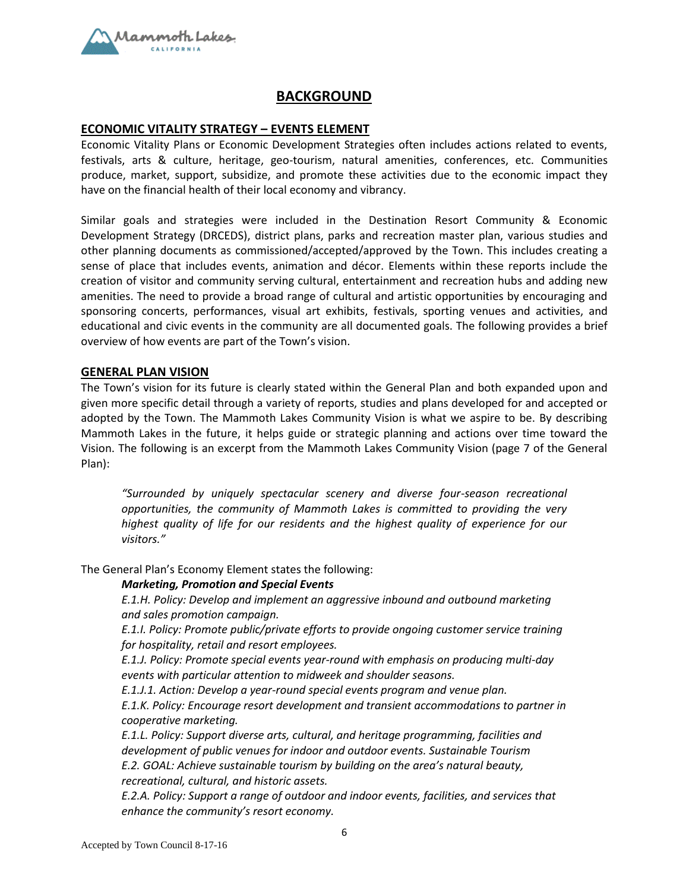# BACKGROUND

## ECONOMIC VITALITY STRATEGY – EVENTS ELEMENT

Economic Vitality Plans or Economic Development Strategies often includes actions related to events, festivals, arts & culture, heritage, geo-tourism, natural amenities, conferences, etc. Communities produce, market, support, subsidize, and promote these activities due to the economic impact they have on the financial health of their local economy and vibrancy.

Similar goals and strategies were included in the Destination Resort Community & Economic Development Strategy (DRCEDS), district plans, parks and recreation master plan, various studies and other planning documents as commissioned/accepted/approved by the Town. This includes creating a sense of place that includes events, animation and décor. Elements within these reports include the creation of visitor and community serving cultural, entertainment and recreation hubs and adding new amenities. The need to provide a broad range of cultural and artistic opportunities by encouraging and sponsoring concerts, performances, visual art exhibits, festivals, sporting venues and activities, and educational and civic events in the community are all documented goals. The following provides a brief overview of how events are part of the Town's vision.

## GENERAL PLAN VISION

The Town's vision for its future is clearly stated within the General Plan and both expanded upon and given more specific detail through a variety of reports, studies and plans developed for and accepted or adopted by the Town. The Mammoth Lakes Community Vision is what we aspire to be. By describing Mammoth Lakes in the future, it helps guide or strategic planning and actions over time toward the Vision. The following is an excerpt from the Mammoth Lakes Community Vision (page 7 of the General Plan):

> *"Surrounded by uniquely spectacular scenery and diverse four-season recreational opportunities, the community of Mammoth Lakes is committed to providing the very highest quality of life for our residents and the highest quality of experience for our visitors."*

The General Plan's Economy Element states the following:

> ***Marketing, Promotion and Special Events***
> *E.1.H. Policy: Develop and implement an aggressive inbound and outbound marketing and sales promotion campaign.*
> *E.1.I. Policy: Promote public/private efforts to provide ongoing customer service training for hospitality, retail and resort employees.*
> *E.1.J. Policy: Promote special events year-round with emphasis on producing multi-day events with particular attention to midweek and shoulder seasons.*
> *E.1.J.1. Action: Develop a year-round special events program and venue plan.*
> *E.1.K. Policy: Encourage resort development and transient accommodations to partner in cooperative marketing.*
> *E.1.L. Policy: Support diverse arts, cultural, and heritage programming, facilities and development of public venues for indoor and outdoor events. Sustainable Tourism*
> *E.2. GOAL: Achieve sustainable tourism by building on the area's natural beauty, recreational, cultural, and historic assets.*
> *E.2.A. Policy: Support a range of outdoor and indoor events, facilities, and services that enhance the community's resort economy.*

Accepted by Town Council 8-17-16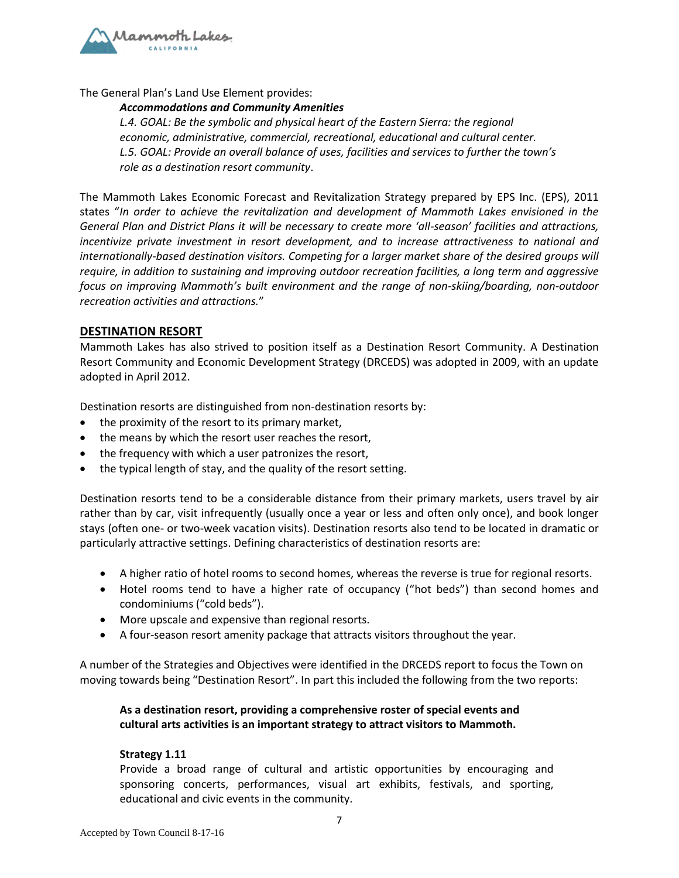The General Plan's Land Use Element provides:

> ***Accommodations and Community Amenities***
>
> *L.4. GOAL: Be the symbolic and physical heart of the Eastern Sierra: the regional economic, administrative, commercial, recreational, educational and cultural center.*
>
> *L.5. GOAL: Provide an overall balance of uses, facilities and services to further the town's role as a destination resort community*.

The Mammoth Lakes Economic Forecast and Revitalization Strategy prepared by EPS Inc. (EPS), 2011 states "*In order to achieve the revitalization and development of Mammoth Lakes envisioned in the General Plan and District Plans it will be necessary to create more 'all-season' facilities and attractions, incentivize private investment in resort development, and to increase attractiveness to national and internationally-based destination visitors. Competing for a larger market share of the desired groups will require, in addition to sustaining and improving outdoor recreation facilities, a long term and aggressive focus on improving Mammoth's built environment and the range of non-skiing/boarding, non-outdoor recreation activities and attractions.*"

## DESTINATION RESORT

Mammoth Lakes has also strived to position itself as a Destination Resort Community. A Destination Resort Community and Economic Development Strategy (DRCEDS) was adopted in 2009, with an update adopted in April 2012.

Destination resorts are distinguished from non-destination resorts by:

- the proximity of the resort to its primary market,
- the means by which the resort user reaches the resort,
- the frequency with which a user patronizes the resort,
- the typical length of stay, and the quality of the resort setting.

Destination resorts tend to be a considerable distance from their primary markets, users travel by air rather than by car, visit infrequently (usually once a year or less and often only once), and book longer stays (often one- or two-week vacation visits). Destination resorts also tend to be located in dramatic or particularly attractive settings. Defining characteristics of destination resorts are:

- A higher ratio of hotel rooms to second homes, whereas the reverse is true for regional resorts.
- Hotel rooms tend to have a higher rate of occupancy ("hot beds") than second homes and condominiums ("cold beds").
- More upscale and expensive than regional resorts.
- A four-season resort amenity package that attracts visitors throughout the year.

A number of the Strategies and Objectives were identified in the DRCEDS report to focus the Town on moving towards being "Destination Resort". In part this included the following from the two reports:

> **As a destination resort, providing a comprehensive roster of special events and cultural arts activities is an important strategy to attract visitors to Mammoth.**
>
> **Strategy 1.11**
>
> Provide a broad range of cultural and artistic opportunities by encouraging and sponsoring concerts, performances, visual art exhibits, festivals, and sporting, educational and civic events in the community.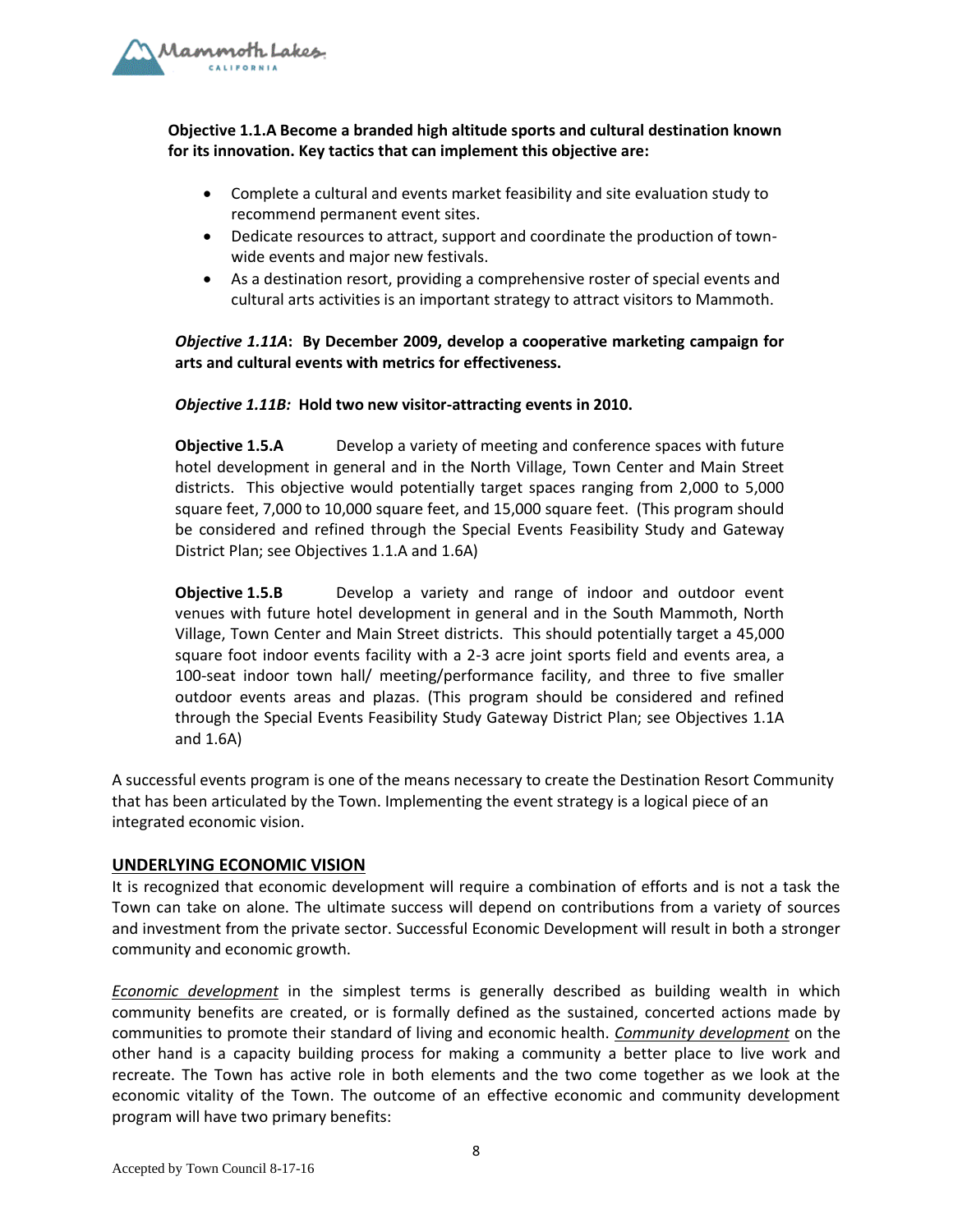**Objective 1.1.A Become a branded high altitude sports and cultural destination known for its innovation. Key tactics that can implement this objective are:**

- Complete a cultural and events market feasibility and site evaluation study to recommend permanent event sites.
- Dedicate resources to attract, support and coordinate the production of town-wide events and major new festivals.
- As a destination resort, providing a comprehensive roster of special events and cultural arts activities is an important strategy to attract visitors to Mammoth.

***Objective 1.11A*: By December 2009, develop a cooperative marketing campaign for arts and cultural events with metrics for effectiveness.**

***Objective 1.11B:* Hold two new visitor-attracting events in 2010.**

**Objective 1.5.A** Develop a variety of meeting and conference spaces with future hotel development in general and in the North Village, Town Center and Main Street districts. This objective would potentially target spaces ranging from 2,000 to 5,000 square feet, 7,000 to 10,000 square feet, and 15,000 square feet. (This program should be considered and refined through the Special Events Feasibility Study and Gateway District Plan; see Objectives 1.1.A and 1.6A)

**Objective 1.5.B** Develop a variety and range of indoor and outdoor event venues with future hotel development in general and in the South Mammoth, North Village, Town Center and Main Street districts. This should potentially target a 45,000 square foot indoor events facility with a 2-3 acre joint sports field and events area, a 100-seat indoor town hall/ meeting/performance facility, and three to five smaller outdoor events areas and plazas. (This program should be considered and refined through the Special Events Feasibility Study Gateway District Plan; see Objectives 1.1A and 1.6A)

A successful events program is one of the means necessary to create the Destination Resort Community that has been articulated by the Town. Implementing the event strategy is a logical piece of an integrated economic vision.

## UNDERLYING ECONOMIC VISION

It is recognized that economic development will require a combination of efforts and is not a task the Town can take on alone. The ultimate success will depend on contributions from a variety of sources and investment from the private sector. Successful Economic Development will result in both a stronger community and economic growth.

*Economic development* in the simplest terms is generally described as building wealth in which community benefits are created, or is formally defined as the sustained, concerted actions made by communities to promote their standard of living and economic health. *Community development* on the other hand is a capacity building process for making a community a better place to live work and recreate. The Town has active role in both elements and the two come together as we look at the economic vitality of the Town. The outcome of an effective economic and community development program will have two primary benefits:

Accepted by Town Council 8-17-16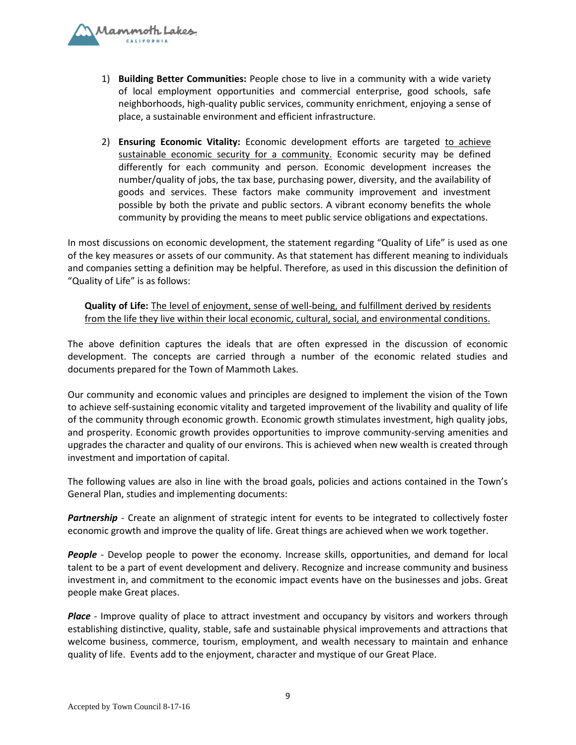1) **Building Better Communities:** People chose to live in a community with a wide variety of local employment opportunities and commercial enterprise, good schools, safe neighborhoods, high-quality public services, community enrichment, enjoying a sense of place, a sustainable environment and efficient infrastructure.

2) **Ensuring Economic Vitality:** Economic development efforts are targeted <u>to achieve sustainable economic security for a community.</u> Economic security may be defined differently for each community and person. Economic development increases the number/quality of jobs, the tax base, purchasing power, diversity, and the availability of goods and services. These factors make community improvement and investment possible by both the private and public sectors. A vibrant economy benefits the whole community by providing the means to meet public service obligations and expectations.

In most discussions on economic development, the statement regarding "Quality of Life" is used as one of the key measures or assets of our community. As that statement has different meaning to individuals and companies setting a definition may be helpful. Therefore, as used in this discussion the definition of "Quality of Life" is as follows:

> **Quality of Life:** <u>The level of enjoyment, sense of well-being, and fulfillment derived by residents from the life they live within their local economic, cultural, social, and environmental conditions.</u>

The above definition captures the ideals that are often expressed in the discussion of economic development. The concepts are carried through a number of the economic related studies and documents prepared for the Town of Mammoth Lakes.

Our community and economic values and principles are designed to implement the vision of the Town to achieve self-sustaining economic vitality and targeted improvement of the livability and quality of life of the community through economic growth. Economic growth stimulates investment, high quality jobs, and prosperity. Economic growth provides opportunities to improve community-serving amenities and upgrades the character and quality of our environs. This is achieved when new wealth is created through investment and importation of capital.

The following values are also in line with the broad goals, policies and actions contained in the Town's General Plan, studies and implementing documents:

***Partnership*** - Create an alignment of strategic intent for events to be integrated to collectively foster economic growth and improve the quality of life. Great things are achieved when we work together.

***People*** - Develop people to power the economy. Increase skills, opportunities, and demand for local talent to be a part of event development and delivery. Recognize and increase community and business investment in, and commitment to the economic impact events have on the businesses and jobs. Great people make Great places.

***Place*** - Improve quality of place to attract investment and occupancy by visitors and workers through establishing distinctive, quality, stable, safe and sustainable physical improvements and attractions that welcome business, commerce, tourism, employment, and wealth necessary to maintain and enhance quality of life. Events add to the enjoyment, character and mystique of our Great Place.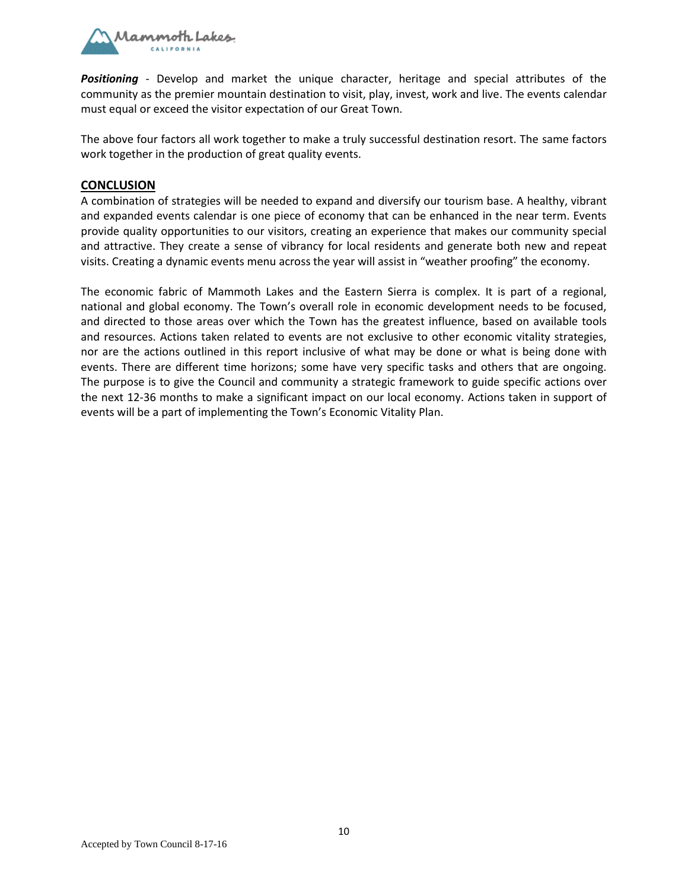***Positioning*** - Develop and market the unique character, heritage and special attributes of the community as the premier mountain destination to visit, play, invest, work and live. The events calendar must equal or exceed the visitor expectation of our Great Town.

The above four factors all work together to make a truly successful destination resort. The same factors work together in the production of great quality events.

## CONCLUSION

A combination of strategies will be needed to expand and diversify our tourism base. A healthy, vibrant and expanded events calendar is one piece of economy that can be enhanced in the near term. Events provide quality opportunities to our visitors, creating an experience that makes our community special and attractive. They create a sense of vibrancy for local residents and generate both new and repeat visits. Creating a dynamic events menu across the year will assist in "weather proofing" the economy.

The economic fabric of Mammoth Lakes and the Eastern Sierra is complex. It is part of a regional, national and global economy. The Town's overall role in economic development needs to be focused, and directed to those areas over which the Town has the greatest influence, based on available tools and resources. Actions taken related to events are not exclusive to other economic vitality strategies, nor are the actions outlined in this report inclusive of what may be done or what is being done with events. There are different time horizons; some have very specific tasks and others that are ongoing. The purpose is to give the Council and community a strategic framework to guide specific actions over the next 12-36 months to make a significant impact on our local economy. Actions taken in support of events will be a part of implementing the Town's Economic Vitality Plan.